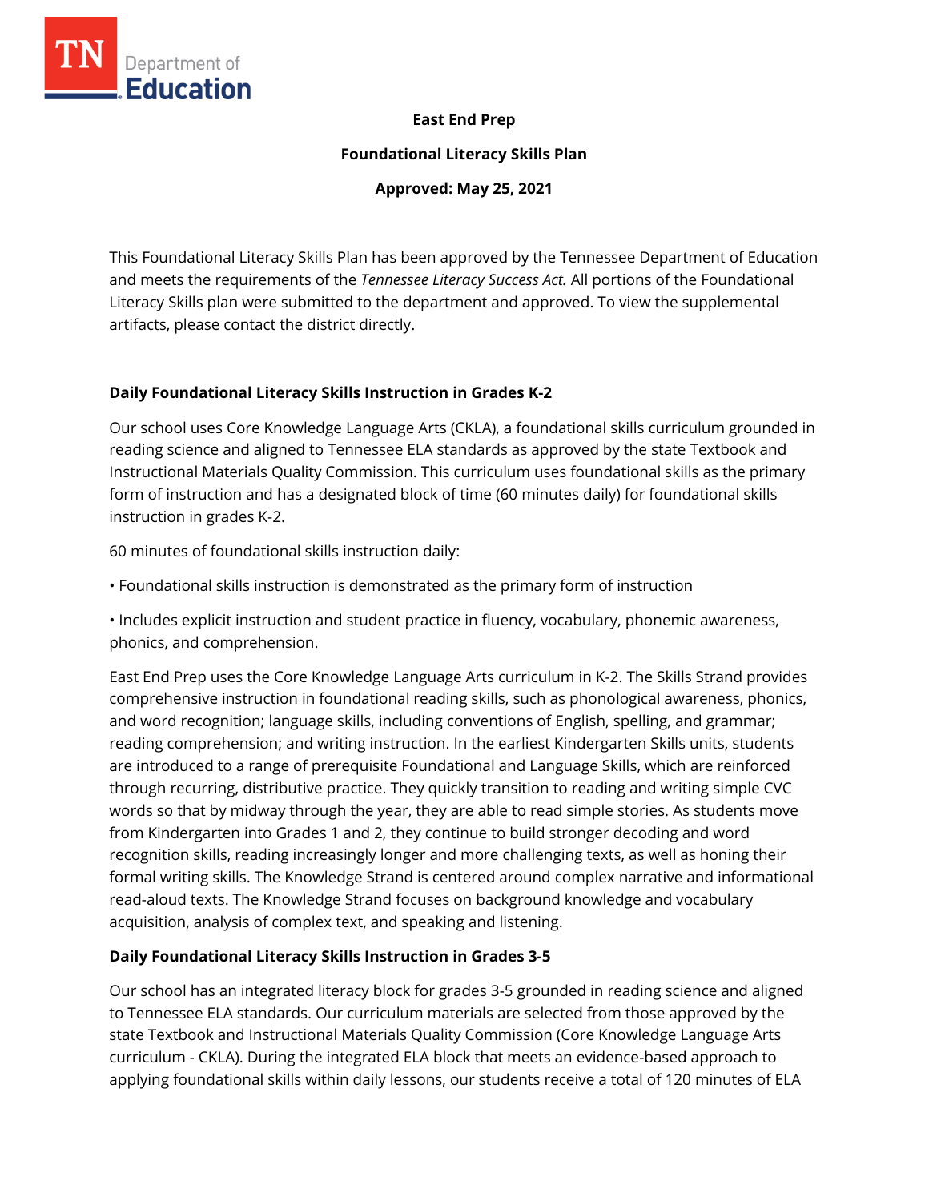**East End Prep**

**Foundational Literacy Skills Plan**

**Approved: May 25, 2021**

This Foundational Literacy Skills Plan has been approved by the Tennessee Department of Education and meets the requirements of the *Tennessee Literacy Success Act.* All portions of the Foundational Literacy Skills plan were submitted to the department and approved. To view the supplemental artifacts, please contact the district directly.

## Daily Foundational Literacy Skills Instruction in Grades K-2

Our school uses Core Knowledge Language Arts (CKLA), a foundational skills curriculum grounded in reading science and aligned to Tennessee ELA standards as approved by the state Textbook and Instructional Materials Quality Commission. This curriculum uses foundational skills as the primary form of instruction and has a designated block of time (60 minutes daily) for foundational skills instruction in grades K-2.

60 minutes of foundational skills instruction daily:

• Foundational skills instruction is demonstrated as the primary form of instruction

• Includes explicit instruction and student practice in fluency, vocabulary, phonemic awareness, phonics, and comprehension.

East End Prep uses the Core Knowledge Language Arts curriculum in K-2. The Skills Strand provides comprehensive instruction in foundational reading skills, such as phonological awareness, phonics, and word recognition; language skills, including conventions of English, spelling, and grammar; reading comprehension; and writing instruction. In the earliest Kindergarten Skills units, students are introduced to a range of prerequisite Foundational and Language Skills, which are reinforced through recurring, distributive practice. They quickly transition to reading and writing simple CVC words so that by midway through the year, they are able to read simple stories. As students move from Kindergarten into Grades 1 and 2, they continue to build stronger decoding and word recognition skills, reading increasingly longer and more challenging texts, as well as honing their formal writing skills. The Knowledge Strand is centered around complex narrative and informational read-aloud texts. The Knowledge Strand focuses on background knowledge and vocabulary acquisition, analysis of complex text, and speaking and listening.

## Daily Foundational Literacy Skills Instruction in Grades 3-5

Our school has an integrated literacy block for grades 3-5 grounded in reading science and aligned to Tennessee ELA standards. Our curriculum materials are selected from those approved by the state Textbook and Instructional Materials Quality Commission (Core Knowledge Language Arts curriculum - CKLA). During the integrated ELA block that meets an evidence-based approach to applying foundational skills within daily lessons, our students receive a total of 120 minutes of ELA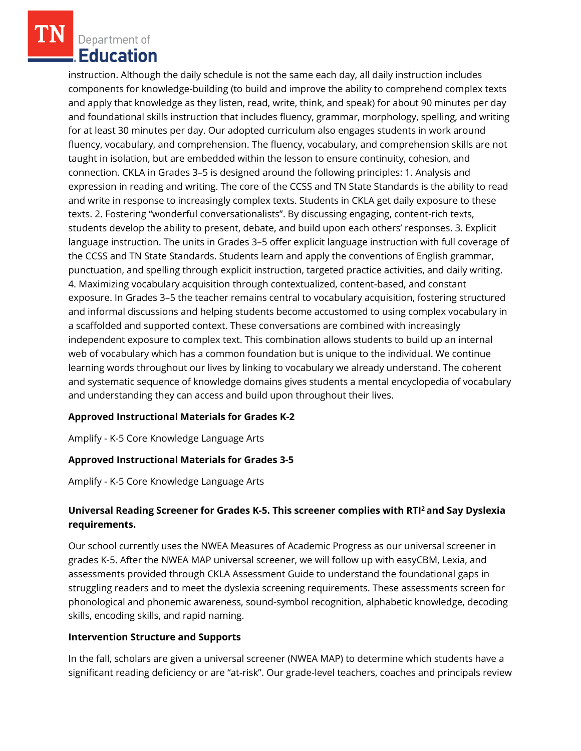instruction. Although the daily schedule is not the same each day, all daily instruction includes components for knowledge-building (to build and improve the ability to comprehend complex texts and apply that knowledge as they listen, read, write, think, and speak) for about 90 minutes per day and foundational skills instruction that includes fluency, grammar, morphology, spelling, and writing for at least 30 minutes per day. Our adopted curriculum also engages students in work around fluency, vocabulary, and comprehension. The fluency, vocabulary, and comprehension skills are not taught in isolation, but are embedded within the lesson to ensure continuity, cohesion, and connection. CKLA in Grades 3–5 is designed around the following principles: 1. Analysis and expression in reading and writing. The core of the CCSS and TN State Standards is the ability to read and write in response to increasingly complex texts. Students in CKLA get daily exposure to these texts. 2. Fostering "wonderful conversationalists". By discussing engaging, content-rich texts, students develop the ability to present, debate, and build upon each others' responses. 3. Explicit language instruction. The units in Grades 3–5 offer explicit language instruction with full coverage of the CCSS and TN State Standards. Students learn and apply the conventions of English grammar, punctuation, and spelling through explicit instruction, targeted practice activities, and daily writing. 4. Maximizing vocabulary acquisition through contextualized, content-based, and constant exposure. In Grades 3–5 the teacher remains central to vocabulary acquisition, fostering structured and informal discussions and helping students become accustomed to using complex vocabulary in a scaffolded and supported context. These conversations are combined with increasingly independent exposure to complex text. This combination allows students to build up an internal web of vocabulary which has a common foundation but is unique to the individual. We continue learning words throughout our lives by linking to vocabulary we already understand. The coherent and systematic sequence of knowledge domains gives students a mental encyclopedia of vocabulary and understanding they can access and build upon throughout their lives.

**Approved Instructional Materials for Grades K-2**

Amplify - K-5 Core Knowledge Language Arts

**Approved Instructional Materials for Grades 3-5**

Amplify - K-5 Core Knowledge Language Arts

**Universal Reading Screener for Grades K-5. This screener complies with RTI² and Say Dyslexia requirements.**

Our school currently uses the NWEA Measures of Academic Progress as our universal screener in grades K-5. After the NWEA MAP universal screener, we will follow up with easyCBM, Lexia, and assessments provided through CKLA Assessment Guide to understand the foundational gaps in struggling readers and to meet the dyslexia screening requirements. These assessments screen for phonological and phonemic awareness, sound-symbol recognition, alphabetic knowledge, decoding skills, encoding skills, and rapid naming.

**Intervention Structure and Supports**

In the fall, scholars are given a universal screener (NWEA MAP) to determine which students have a significant reading deficiency or are "at-risk". Our grade-level teachers, coaches and principals review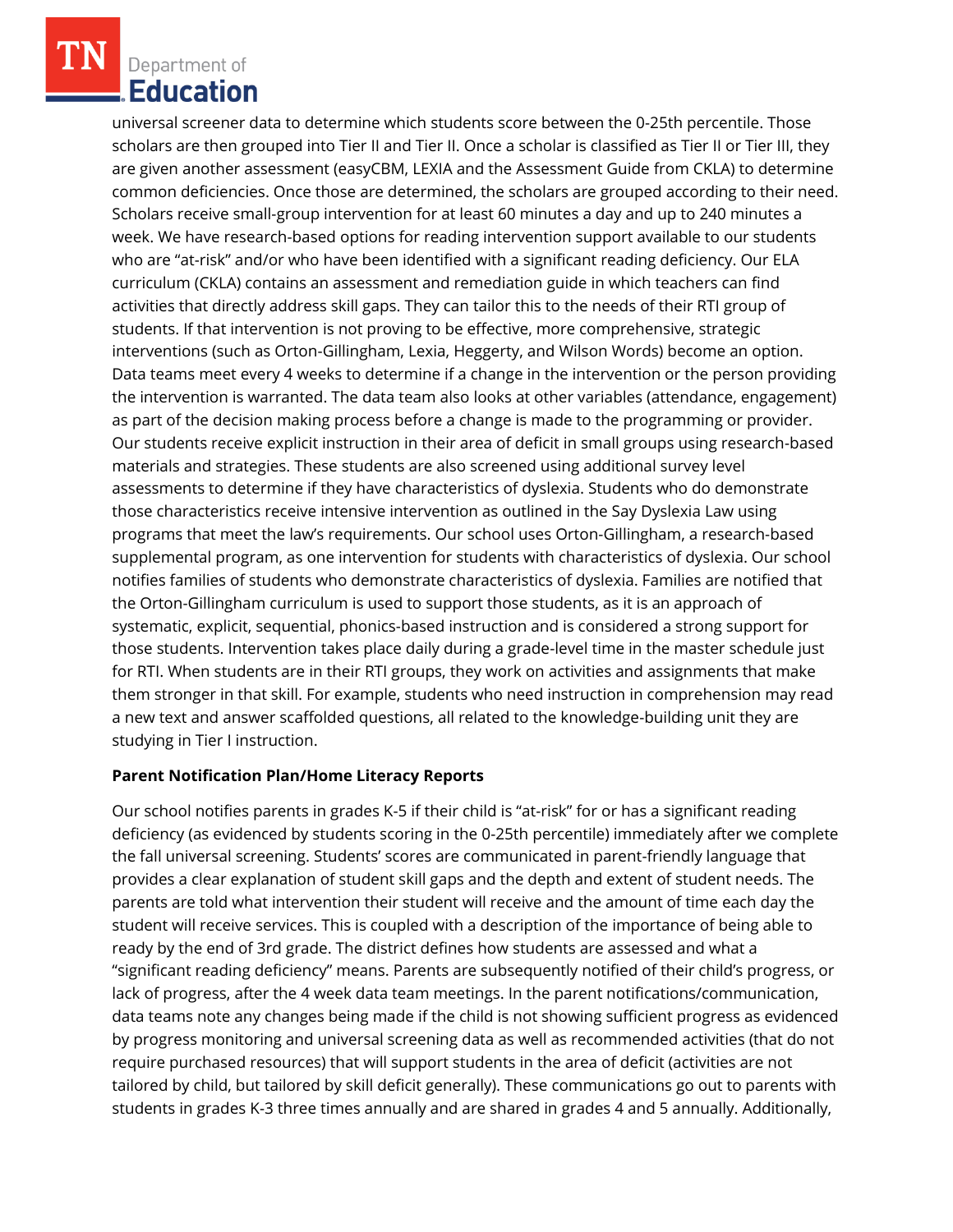universal screener data to determine which students score between the 0-25th percentile. Those scholars are then grouped into Tier II and Tier II. Once a scholar is classified as Tier II or Tier III, they are given another assessment (easyCBM, LEXIA and the Assessment Guide from CKLA) to determine common deficiencies. Once those are determined, the scholars are grouped according to their need. Scholars receive small-group intervention for at least 60 minutes a day and up to 240 minutes a week. We have research-based options for reading intervention support available to our students who are "at-risk" and/or who have been identified with a significant reading deficiency. Our ELA curriculum (CKLA) contains an assessment and remediation guide in which teachers can find activities that directly address skill gaps. They can tailor this to the needs of their RTI group of students. If that intervention is not proving to be effective, more comprehensive, strategic interventions (such as Orton-Gillingham, Lexia, Heggerty, and Wilson Words) become an option. Data teams meet every 4 weeks to determine if a change in the intervention or the person providing the intervention is warranted. The data team also looks at other variables (attendance, engagement) as part of the decision making process before a change is made to the programming or provider. Our students receive explicit instruction in their area of deficit in small groups using research-based materials and strategies. These students are also screened using additional survey level assessments to determine if they have characteristics of dyslexia. Students who do demonstrate those characteristics receive intensive intervention as outlined in the Say Dyslexia Law using programs that meet the law's requirements. Our school uses Orton-Gillingham, a research-based supplemental program, as one intervention for students with characteristics of dyslexia. Our school notifies families of students who demonstrate characteristics of dyslexia. Families are notified that the Orton-Gillingham curriculum is used to support those students, as it is an approach of systematic, explicit, sequential, phonics-based instruction and is considered a strong support for those students. Intervention takes place daily during a grade-level time in the master schedule just for RTI. When students are in their RTI groups, they work on activities and assignments that make them stronger in that skill. For example, students who need instruction in comprehension may read a new text and answer scaffolded questions, all related to the knowledge-building unit they are studying in Tier I instruction.

**Parent Notification Plan/Home Literacy Reports**

Our school notifies parents in grades K-5 if their child is "at-risk" for or has a significant reading deficiency (as evidenced by students scoring in the 0-25th percentile) immediately after we complete the fall universal screening. Students' scores are communicated in parent-friendly language that provides a clear explanation of student skill gaps and the depth and extent of student needs. The parents are told what intervention their student will receive and the amount of time each day the student will receive services. This is coupled with a description of the importance of being able to ready by the end of 3rd grade. The district defines how students are assessed and what a "significant reading deficiency" means. Parents are subsequently notified of their child's progress, or lack of progress, after the 4 week data team meetings. In the parent notifications/communication, data teams note any changes being made if the child is not showing sufficient progress as evidenced by progress monitoring and universal screening data as well as recommended activities (that do not require purchased resources) that will support students in the area of deficit (activities are not tailored by child, but tailored by skill deficit generally). These communications go out to parents with students in grades K-3 three times annually and are shared in grades 4 and 5 annually. Additionally,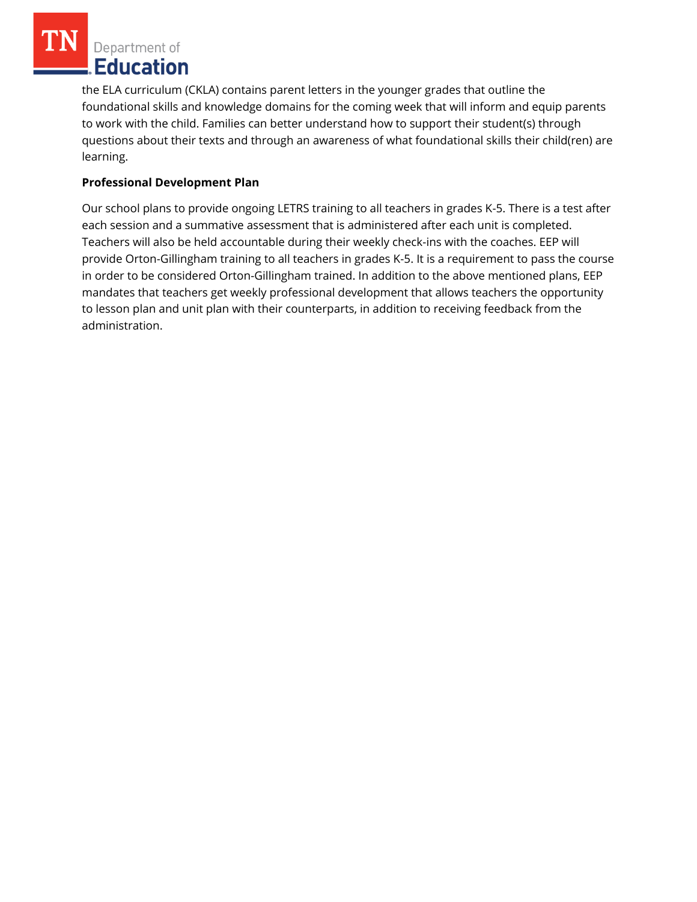the ELA curriculum (CKLA) contains parent letters in the younger grades that outline the foundational skills and knowledge domains for the coming week that will inform and equip parents to work with the child. Families can better understand how to support their student(s) through questions about their texts and through an awareness of what foundational skills their child(ren) are learning.

**Professional Development Plan**

Our school plans to provide ongoing LETRS training to all teachers in grades K-5. There is a test after each session and a summative assessment that is administered after each unit is completed. Teachers will also be held accountable during their weekly check-ins with the coaches. EEP will provide Orton-Gillingham training to all teachers in grades K-5. It is a requirement to pass the course in order to be considered Orton-Gillingham trained. In addition to the above mentioned plans, EEP mandates that teachers get weekly professional development that allows teachers the opportunity to lesson plan and unit plan with their counterparts, in addition to receiving feedback from the administration.